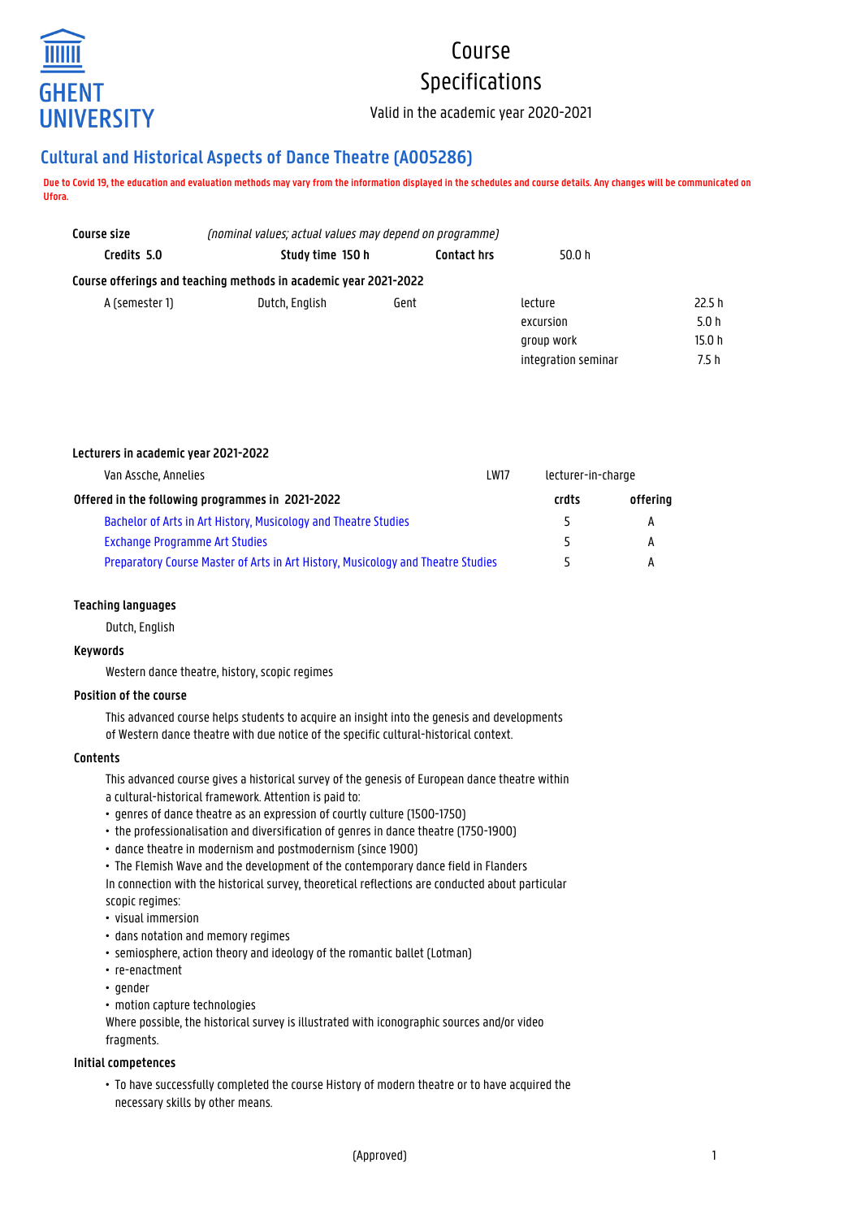GHENT UNIVERSITY

# Course Specifications

Valid in the academic year 2020-2021

## Cultural and Historical Aspects of Dance Theatre (A005286)

**Due to Covid 19, the education and evaluation methods may vary from the information displayed in the schedules and course details. Any changes will be communicated on Ufora.**

| | | | |
|---|---|---|---|
| **Course size** | *(nominal values; actual values may depend on programme)* | | |
| **Credits 5.0** | **Study time 150 h** | **Contact hrs** | 50.0 h |

**Course offerings and teaching methods in academic year 2021-2022**

| | | | | |
|---|---|---|---|---|
| A (semester 1) | Dutch, English | Gent | lecture | 22.5 h |
| | | | excursion | 5.0 h |
| | | | group work | 15.0 h |
| | | | integration seminar | 7.5 h |

**Lecturers in academic year 2021-2022**

| | | |
|---|---|---|
| Van Assche, Annelies | LW17 | lecturer-in-charge |

| **Offered in the following programmes in 2021-2022** | **crdts** | **offering** |
|---|---|---|
| Bachelor of Arts in Art History, Musicology and Theatre Studies | 5 | A |
| Exchange Programme Art Studies | 5 | A |
| Preparatory Course Master of Arts in Art History, Musicology and Theatre Studies | 5 | A |

### Teaching languages

Dutch, English

### Keywords

Western dance theatre, history, scopic regimes

### Position of the course

This advanced course helps students to acquire an insight into the genesis and developments of Western dance theatre with due notice of the specific cultural-historical context.

### Contents

This advanced course gives a historical survey of the genesis of European dance theatre within a cultural-historical framework. Attention is paid to:

- genres of dance theatre as an expression of courtly culture (1500-1750)
- the professionalisation and diversification of genres in dance theatre (1750-1900)
- dance theatre in modernism and postmodernism (since 1900)
- The Flemish Wave and the development of the contemporary dance field in Flanders

In connection with the historical survey, theoretical reflections are conducted about particular scopic regimes:

- visual immersion
- dans notation and memory regimes
- semiosphere, action theory and ideology of the romantic ballet (Lotman)
- re-enactment
- gender
- motion capture technologies

Where possible, the historical survey is illustrated with iconographic sources and/or video fragments.

### Initial competences

- To have successfully completed the course History of modern theatre or to have acquired the necessary skills by other means.

(Approved)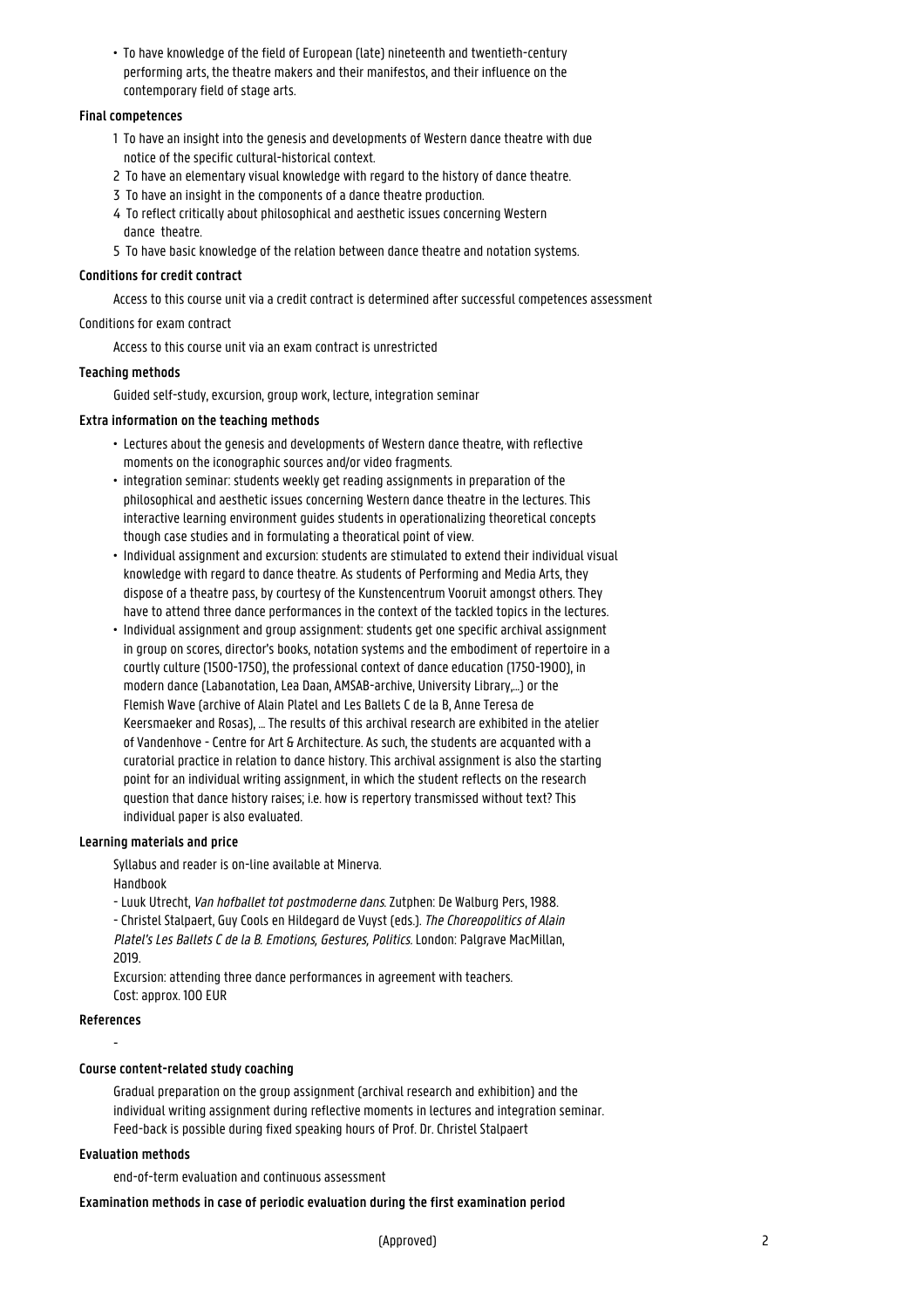- To have knowledge of the field of European (late) nineteenth and twentieth-century performing arts, the theatre makers and their manifestos, and their influence on the contemporary field of stage arts.

**Final competences**

1 To have an insight into the genesis and developments of Western dance theatre with due notice of the specific cultural-historical context.
2 To have an elementary visual knowledge with regard to the history of dance theatre.
3 To have an insight in the components of a dance theatre production.
4 To reflect critically about philosophical and aesthetic issues concerning Western dance theatre.
5 To have basic knowledge of the relation between dance theatre and notation systems.

**Conditions for credit contract**

Access to this course unit via a credit contract is determined after successful competences assessment

Conditions for exam contract

Access to this course unit via an exam contract is unrestricted

**Teaching methods**

Guided self-study, excursion, group work, lecture, integration seminar

**Extra information on the teaching methods**

- Lectures about the genesis and developments of Western dance theatre, with reflective moments on the iconographic sources and/or video fragments.
- integration seminar: students weekly get reading assignments in preparation of the philosophical and aesthetic issues concerning Western dance theatre in the lectures. This interactive learning environment guides students in operationalizing theoretical concepts though case studies and in formulating a theoratical point of view.
- Individual assignment and excursion: students are stimulated to extend their individual visual knowledge with regard to dance theatre. As students of Performing and Media Arts, they dispose of a theatre pass, by courtesy of the Kunstencentrum Vooruit amongst others. They have to attend three dance performances in the context of the tackled topics in the lectures.
- Individual assignment and group assignment: students get one specific archival assignment in group on scores, director's books, notation systems and the embodiment of repertoire in a courtly culture (1500-1750), the professional context of dance education (1750-1900), in modern dance (Labanotation, Lea Daan, AMSAB-archive, University Library,...) or the Flemish Wave (archive of Alain Platel and Les Ballets C de la B, Anne Teresa de Keersmaeker and Rosas), ... The results of this archival research are exhibited in the atelier of Vandenhove - Centre for Art & Architecture. As such, the students are acquanted with a curatorial practice in relation to dance history. This archival assignment is also the starting point for an individual writing assignment, in which the student reflects on the research question that dance history raises; i.e. how is repertory transmissed without text? This individual paper is also evaluated.

**Learning materials and price**

Syllabus and reader is on-line available at Minerva.
Handbook
- Luuk Utrecht, *Van hofballet tot postmoderne dans*. Zutphen: De Walburg Pers, 1988.
- Christel Stalpaert, Guy Cools en Hildegard de Vuyst (eds.). *The Choreopolitics of Alain Platel's Les Ballets C de la B. Emotions, Gestures, Politics.* London: Palgrave MacMillan, 2019.
Excursion: attending three dance performances in agreement with teachers.
Cost: approx. 100 EUR

**References**

-

**Course content-related study coaching**

Gradual preparation on the group assignment (archival research and exhibition) and the individual writing assignment during reflective moments in lectures and integration seminar. Feed-back is possible during fixed speaking hours of Prof. Dr. Christel Stalpaert

**Evaluation methods**

end-of-term evaluation and continuous assessment

**Examination methods in case of periodic evaluation during the first examination period**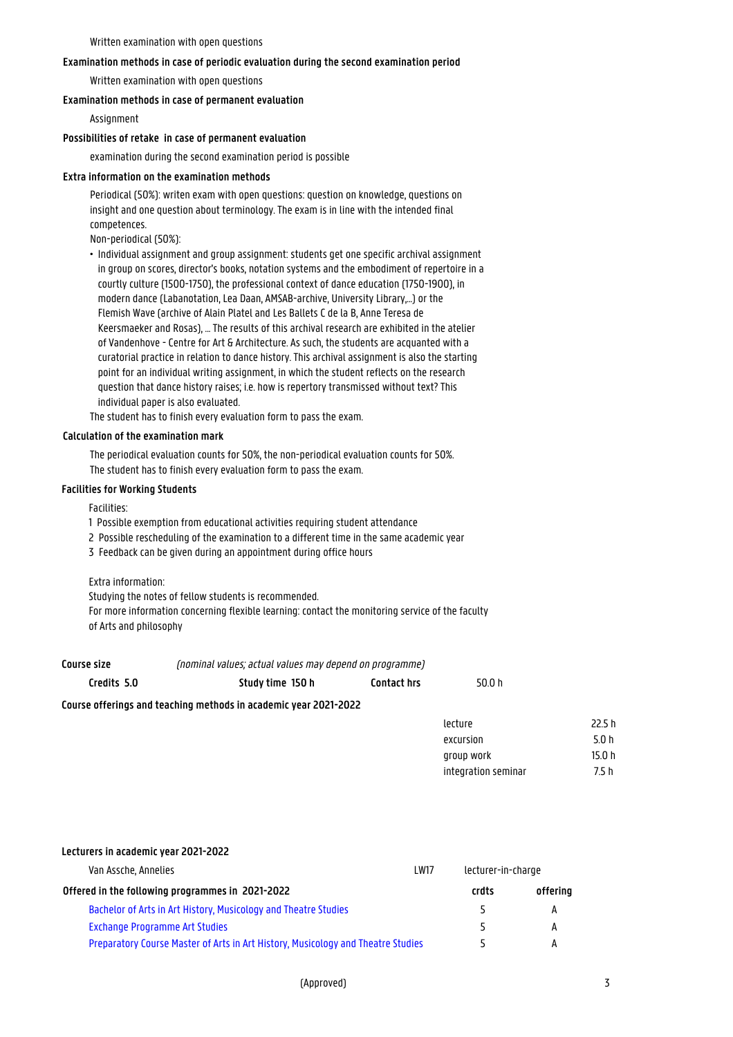Written examination with open questions

**Examination methods in case of periodic evaluation during the second examination period**

Written examination with open questions

**Examination methods in case of permanent evaluation**

Assignment

**Possibilities of retake in case of permanent evaluation**

examination during the second examination period is possible

**Extra information on the examination methods**

Periodical (50%): writen exam with open questions: question on knowledge, questions on insight and one question about terminology. The exam is in line with the intended final competences.

Non-periodical (50%):

- Individual assignment and group assignment: students get one specific archival assignment in group on scores, director's books, notation systems and the embodiment of repertoire in a courtly culture (1500-1750), the professional context of dance education (1750-1900), in modern dance (Labanotation, Lea Daan, AMSAB-archive, University Library,...) or the Flemish Wave (archive of Alain Platel and Les Ballets C de la B, Anne Teresa de Keersmaeker and Rosas), ... The results of this archival research are exhibited in the atelier of Vandenhove - Centre for Art & Architecture. As such, the students are acquanted with a curatorial practice in relation to dance history. This archival assignment is also the starting point for an individual writing assignment, in which the student reflects on the research question that dance history raises; i.e. how is repertory transmissed without text? This individual paper is also evaluated.

The student has to finish every evaluation form to pass the exam.

**Calculation of the examination mark**

The periodical evaluation counts for 50%, the non-periodical evaluation counts for 50%.
The student has to finish every evaluation form to pass the exam.

**Facilities for Working Students**

Facilities:

1 Possible exemption from educational activities requiring student attendance
2 Possible rescheduling of the examination to a different time in the same academic year
3 Feedback can be given during an appointment during office hours

Extra information:
Studying the notes of fellow students is recommended.
For more information concerning flexible learning: contact the monitoring service of the faculty of Arts and philosophy

**Course size** *(nominal values; actual values may depend on programme)*

| | | | |
|---|---|---|---|
| **Credits 5.0** | **Study time 150 h** | **Contact hrs** | 50.0 h |

**Course offerings and teaching methods in academic year 2021-2022**

| | |
|---|---|
| lecture | 22.5 h |
| excursion | 5.0 h |
| group work | 15.0 h |
| integration seminar | 7.5 h |

**Lecturers in academic year 2021-2022**

| | | |
|---|---|---|
| Van Assche, Annelies | LW17 | lecturer-in-charge |

**Offered in the following programmes in 2021-2022**

| | crdts | offering |
|---|---|---|
| Bachelor of Arts in Art History, Musicology and Theatre Studies | 5 | A |
| Exchange Programme Art Studies | 5 | A |
| Preparatory Course Master of Arts in Art History, Musicology and Theatre Studies | 5 | A |

(Approved)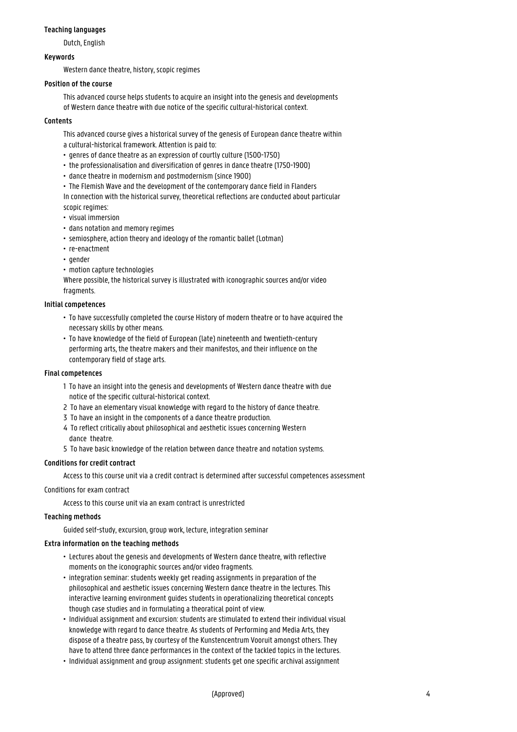**Teaching languages**

Dutch, English

**Keywords**

Western dance theatre, history, scopic regimes

**Position of the course**

This advanced course helps students to acquire an insight into the genesis and developments of Western dance theatre with due notice of the specific cultural-historical context.

**Contents**

This advanced course gives a historical survey of the genesis of European dance theatre within a cultural-historical framework. Attention is paid to:

- genres of dance theatre as an expression of courtly culture (1500-1750)
- the professionalisation and diversification of genres in dance theatre (1750-1900)
- dance theatre in modernism and postmodernism (since 1900)
- The Flemish Wave and the development of the contemporary dance field in Flanders

In connection with the historical survey, theoretical reflections are conducted about particular scopic regimes:

- visual immersion
- dans notation and memory regimes
- semiosphere, action theory and ideology of the romantic ballet (Lotman)
- re-enactment
- gender
- motion capture technologies

Where possible, the historical survey is illustrated with iconographic sources and/or video fragments.

**Initial competences**

- To have successfully completed the course History of modern theatre or to have acquired the necessary skills by other means.
- To have knowledge of the field of European (late) nineteenth and twentieth-century performing arts, the theatre makers and their manifestos, and their influence on the contemporary field of stage arts.

**Final competences**

1 To have an insight into the genesis and developments of Western dance theatre with due notice of the specific cultural-historical context.
2 To have an elementary visual knowledge with regard to the history of dance theatre.
3 To have an insight in the components of a dance theatre production.
4 To reflect critically about philosophical and aesthetic issues concerning Western dance theatre.
5 To have basic knowledge of the relation between dance theatre and notation systems.

**Conditions for credit contract**

Access to this course unit via a credit contract is determined after successful competences assessment

Conditions for exam contract

Access to this course unit via an exam contract is unrestricted

**Teaching methods**

Guided self-study, excursion, group work, lecture, integration seminar

**Extra information on the teaching methods**

- Lectures about the genesis and developments of Western dance theatre, with reflective moments on the iconographic sources and/or video fragments.
- integration seminar: students weekly get reading assignments in preparation of the philosophical and aesthetic issues concerning Western dance theatre in the lectures. This interactive learning environment guides students in operationalizing theoretical concepts though case studies and in formulating a theoratical point of view.
- Individual assignment and excursion: students are stimulated to extend their individual visual knowledge with regard to dance theatre. As students of Performing and Media Arts, they dispose of a theatre pass, by courtesy of the Kunstencentrum Vooruit amongst others. They have to attend three dance performances in the context of the tackled topics in the lectures.
- Individual assignment and group assignment: students get one specific archival assignment

(Approved)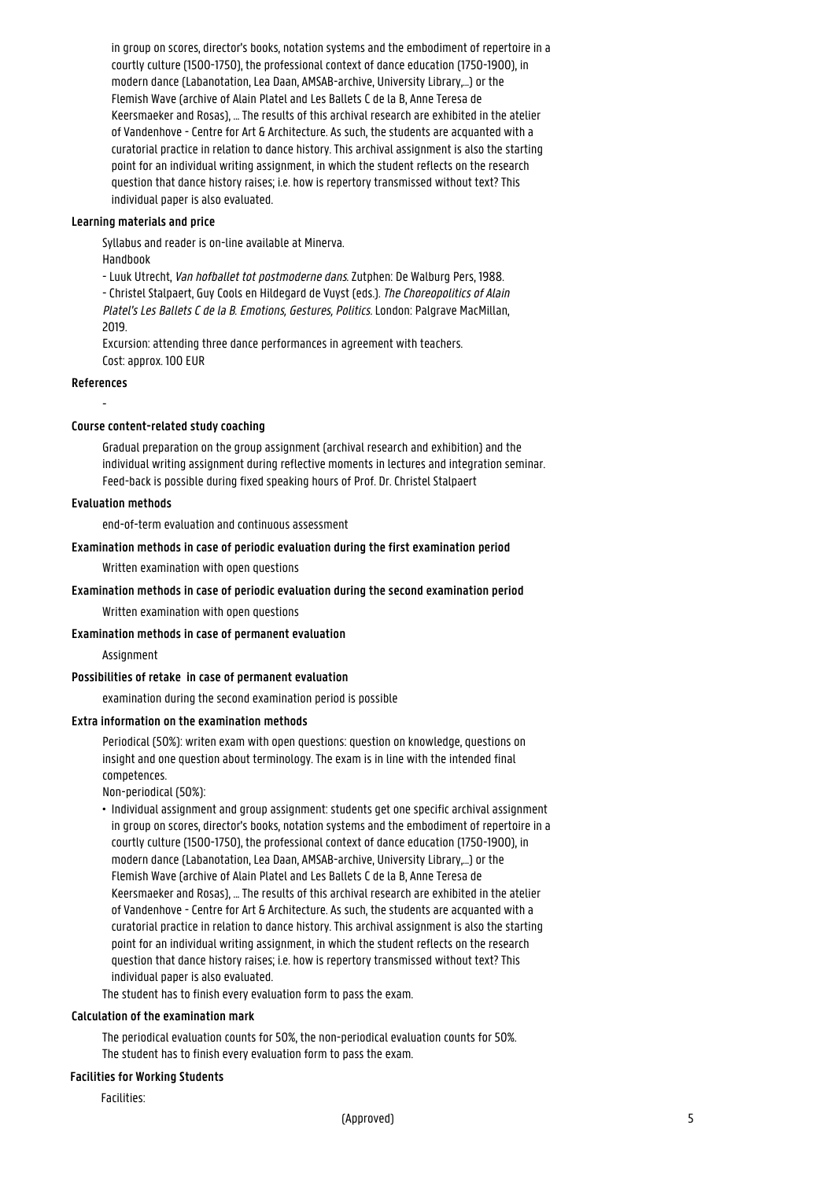in group on scores, director's books, notation systems and the embodiment of repertoire in a courtly culture (1500-1750), the professional context of dance education (1750-1900), in modern dance (Labanotation, Lea Daan, AMSAB-archive, University Library,...) or the Flemish Wave (archive of Alain Platel and Les Ballets C de la B, Anne Teresa de Keersmaeker and Rosas), ... The results of this archival research are exhibited in the atelier of Vandenhove - Centre for Art & Architecture. As such, the students are acquanted with a curatorial practice in relation to dance history. This archival assignment is also the starting point for an individual writing assignment, in which the student reflects on the research question that dance history raises; i.e. how is repertory transmissed without text? This individual paper is also evaluated.

**Learning materials and price**

Syllabus and reader is on-line available at Minerva.

Handbook

- Luuk Utrecht, *Van hofballet tot postmoderne dans*. Zutphen: De Walburg Pers, 1988.
- Christel Stalpaert, Guy Cools en Hildegard de Vuyst (eds.). *The Choreopolitics of Alain Platel's Les Ballets C de la B. Emotions, Gestures, Politics*. London: Palgrave MacMillan, 2019.

Excursion: attending three dance performances in agreement with teachers.

Cost: approx. 100 EUR

**References**

-

**Course content-related study coaching**

Gradual preparation on the group assignment (archival research and exhibition) and the individual writing assignment during reflective moments in lectures and integration seminar. Feed-back is possible during fixed speaking hours of Prof. Dr. Christel Stalpaert

**Evaluation methods**

end-of-term evaluation and continuous assessment

**Examination methods in case of periodic evaluation during the first examination period**

Written examination with open questions

**Examination methods in case of periodic evaluation during the second examination period**

Written examination with open questions

**Examination methods in case of permanent evaluation**

Assignment

**Possibilities of retake in case of permanent evaluation**

examination during the second examination period is possible

**Extra information on the examination methods**

Periodical (50%): writen exam with open questions: question on knowledge, questions on insight and one question about terminology. The exam is in line with the intended final competences.

Non-periodical (50%):

- Individual assignment and group assignment: students get one specific archival assignment in group on scores, director's books, notation systems and the embodiment of repertoire in a courtly culture (1500-1750), the professional context of dance education (1750-1900), in modern dance (Labanotation, Lea Daan, AMSAB-archive, University Library,...) or the Flemish Wave (archive of Alain Platel and Les Ballets C de la B, Anne Teresa de Keersmaeker and Rosas), ... The results of this archival research are exhibited in the atelier of Vandenhove - Centre for Art & Architecture. As such, the students are acquanted with a curatorial practice in relation to dance history. This archival assignment is also the starting point for an individual writing assignment, in which the student reflects on the research question that dance history raises; i.e. how is repertory transmissed without text? This individual paper is also evaluated.

The student has to finish every evaluation form to pass the exam.

**Calculation of the examination mark**

The periodical evaluation counts for 50%, the non-periodical evaluation counts for 50%. The student has to finish every evaluation form to pass the exam.

**Facilities for Working Students**

Facilities: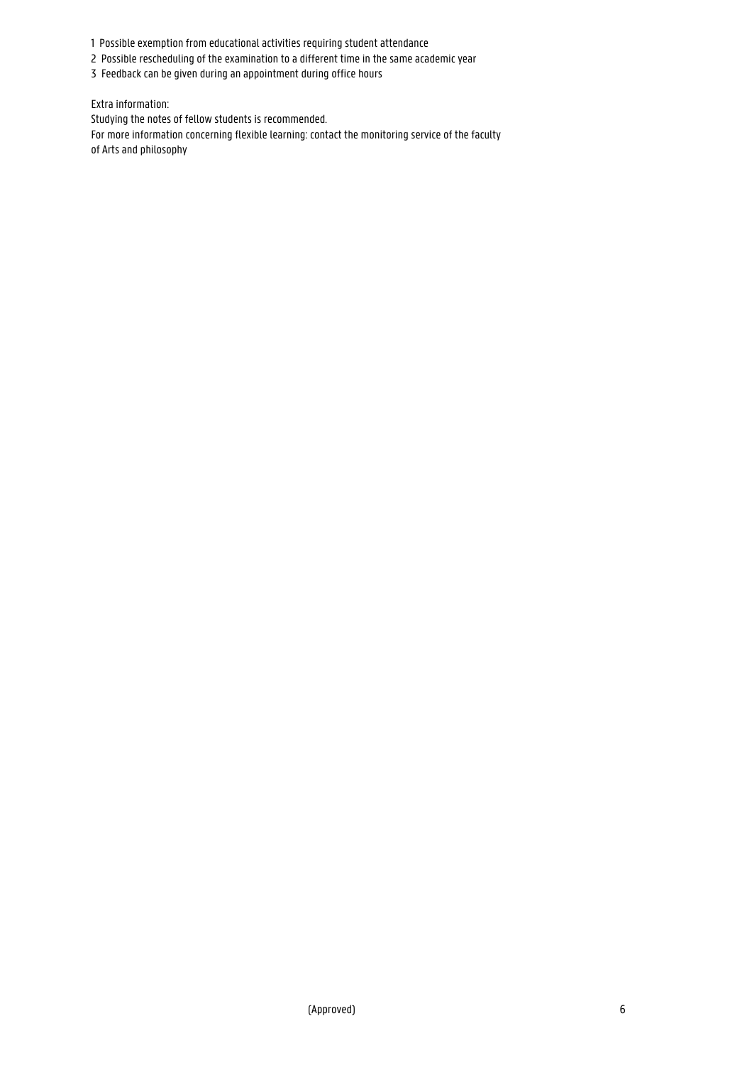1 Possible exemption from educational activities requiring student attendance
2 Possible rescheduling of the examination to a different time in the same academic year
3 Feedback can be given during an appointment during office hours

Extra information:
Studying the notes of fellow students is recommended.
For more information concerning flexible learning: contact the monitoring service of the faculty of Arts and philosophy

(Approved)